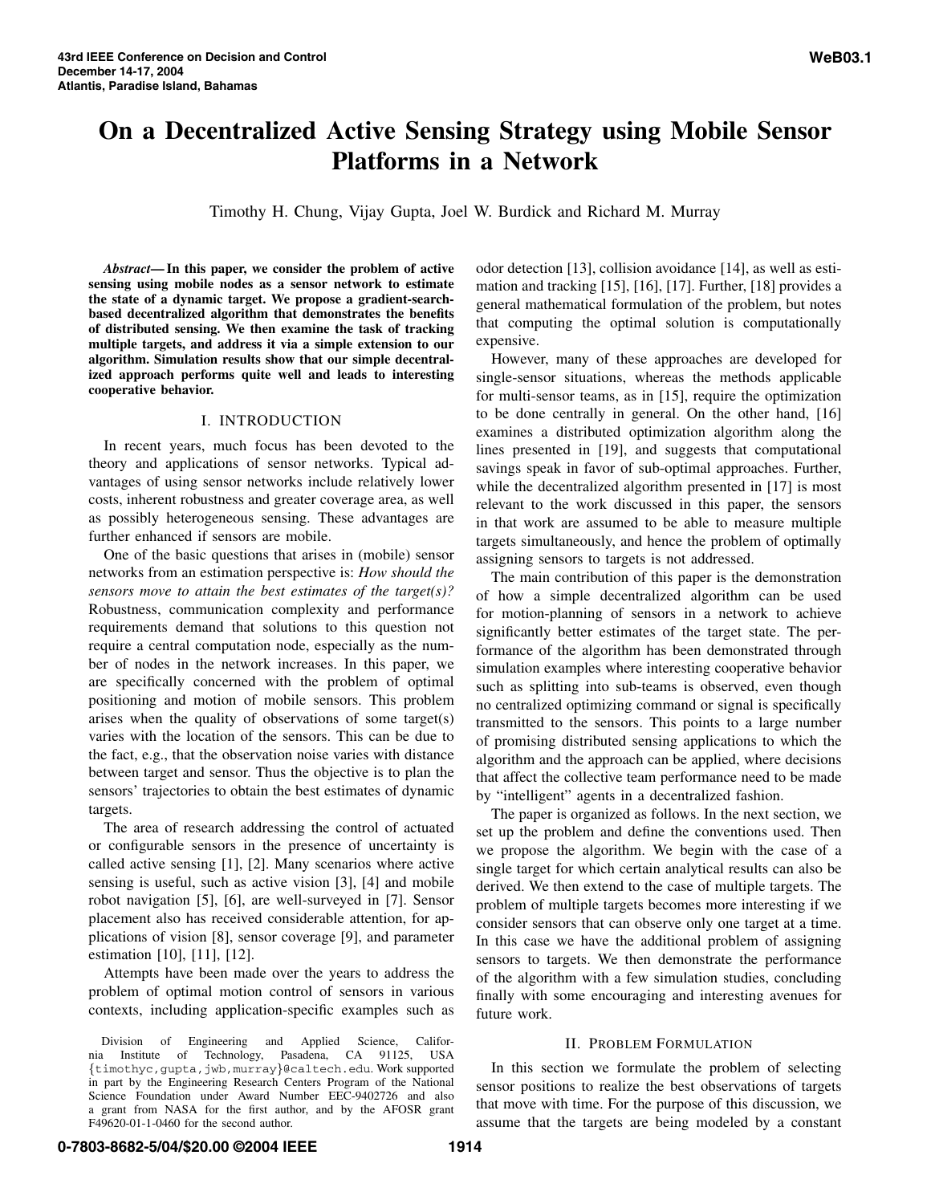# On a Decentralized Active Sensing Strategy using Mobile Sensor Platforms in a Network

Timothy H. Chung, Vijay Gupta, Joel W. Burdick and Richard M. Murray

***Abstract*— In this paper, we consider the problem of active sensing using mobile nodes as a sensor network to estimate the state of a dynamic target. We propose a gradient-search-based decentralized algorithm that demonstrates the benefits of distributed sensing. We then examine the task of tracking multiple targets, and address it via a simple extension to our algorithm. Simulation results show that our simple decentralized approach performs quite well and leads to interesting cooperative behavior.**

## I. INTRODUCTION

In recent years, much focus has been devoted to the theory and applications of sensor networks. Typical advantages of using sensor networks include relatively lower costs, inherent robustness and greater coverage area, as well as possibly heterogeneous sensing. These advantages are further enhanced if sensors are mobile.

One of the basic questions that arises in (mobile) sensor networks from an estimation perspective is: *How should the sensors move to attain the best estimates of the target(s)?* Robustness, communication complexity and performance requirements demand that solutions to this question not require a central computation node, especially as the number of nodes in the network increases. In this paper, we are specifically concerned with the problem of optimal positioning and motion of mobile sensors. This problem arises when the quality of observations of some target(s) varies with the location of the sensors. This can be due to the fact, e.g., that the observation noise varies with distance between target and sensor. Thus the objective is to plan the sensors' trajectories to obtain the best estimates of dynamic targets.

The area of research addressing the control of actuated or configurable sensors in the presence of uncertainty is called active sensing [1], [2]. Many scenarios where active sensing is useful, such as active vision [3], [4] and mobile robot navigation [5], [6], are well-surveyed in [7]. Sensor placement also has received considerable attention, for applications of vision [8], sensor coverage [9], and parameter estimation [10], [11], [12].

Attempts have been made over the years to address the problem of optimal motion control of sensors in various contexts, including application-specific examples such as odor detection [13], collision avoidance [14], as well as estimation and tracking [15], [16], [17]. Further, [18] provides a general mathematical formulation of the problem, but notes that computing the optimal solution is computationally expensive.

However, many of these approaches are developed for single-sensor situations, whereas the methods applicable for multi-sensor teams, as in [15], require the optimization to be done centrally in general. On the other hand, [16] examines a distributed optimization algorithm along the lines presented in [19], and suggests that computational savings speak in favor of sub-optimal approaches. Further, while the decentralized algorithm presented in [17] is most relevant to the work discussed in this paper, the sensors in that work are assumed to be able to measure multiple targets simultaneously, and hence the problem of optimally assigning sensors to targets is not addressed.

The main contribution of this paper is the demonstration of how a simple decentralized algorithm can be used for motion-planning of sensors in a network to achieve significantly better estimates of the target state. The performance of the algorithm has been demonstrated through simulation examples where interesting cooperative behavior such as splitting into sub-teams is observed, even though no centralized optimizing command or signal is specifically transmitted to the sensors. This points to a large number of promising distributed sensing applications to which the algorithm and the approach can be applied, where decisions that affect the collective team performance need to be made by "intelligent" agents in a decentralized fashion.

The paper is organized as follows. In the next section, we set up the problem and define the conventions used. Then we propose the algorithm. We begin with the case of a single target for which certain analytical results can also be derived. We then extend to the case of multiple targets. The problem of multiple targets becomes more interesting if we consider sensors that can observe only one target at a time. In this case we have the additional problem of assigning sensors to targets. We then demonstrate the performance of the algorithm with a few simulation studies, concluding finally with some encouraging and interesting avenues for future work.

## II. PROBLEM FORMULATION

In this section we formulate the problem of selecting sensor positions to realize the best observations of targets that move with time. For the purpose of this discussion, we assume that the targets are being modeled by a constant

Division of Engineering and Applied Science, California Institute of Technology, Pasadena, CA 91125, USA {timothyc,gupta,jwb,murray}@caltech.edu. Work supported in part by the Engineering Research Centers Program of the National Science Foundation under Award Number EEC-9402726 and also a grant from NASA for the first author, and by the AFOSR grant F49620-01-1-0460 for the second author.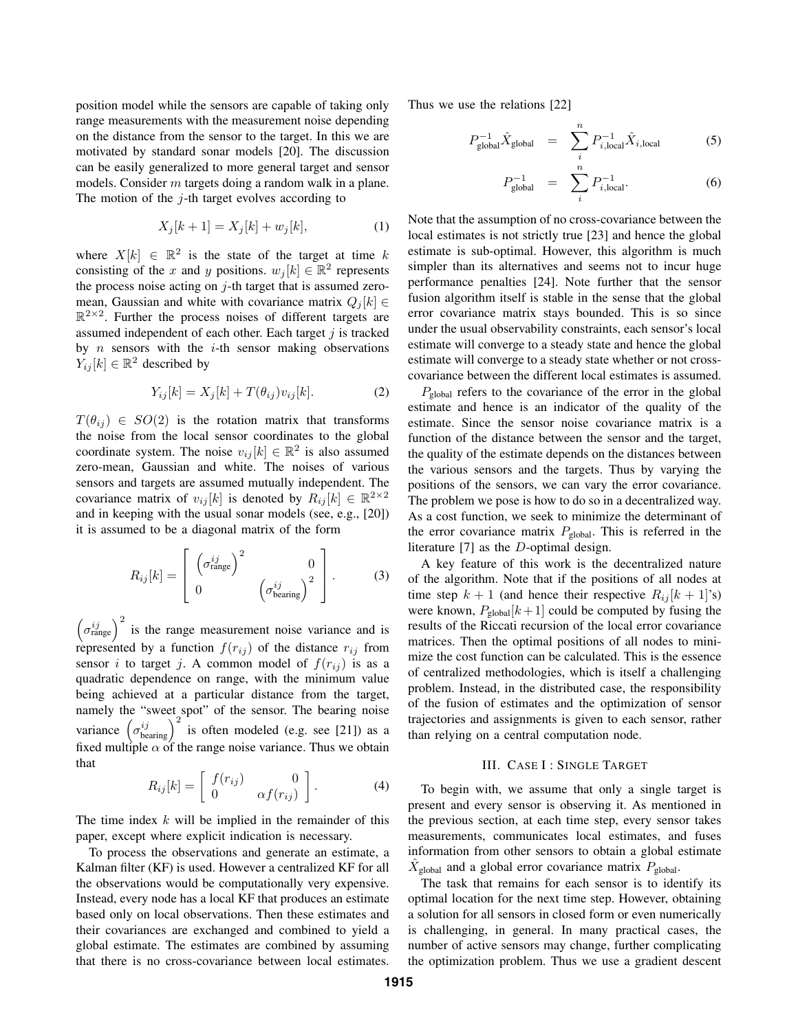position model while the sensors are capable of taking only range measurements with the measurement noise depending on the distance from the sensor to the target. In this we are motivated by standard sonar models [20]. The discussion can be easily generalized to more general target and sensor models. Consider $m$ targets doing a random walk in a plane. The motion of the $j$-th target evolves according to

$$X_j[k+1] = X_j[k] + w_j[k], \tag{1}$$

where $X[k] \in \mathbb{R}^2$ is the state of the target at time $k$ consisting of the $x$ and $y$ positions. $w_j[k] \in \mathbb{R}^2$ represents the process noise acting on $j$-th target that is assumed zero-mean, Gaussian and white with covariance matrix $Q_j[k] \in \mathbb{R}^{2\times 2}$. Further the process noises of different targets are assumed independent of each other. Each target $j$ is tracked by $n$ sensors with the $i$-th sensor making observations $Y_{ij}[k] \in \mathbb{R}^2$ described by

$$Y_{ij}[k] = X_j[k] + T(\theta_{ij}) v_{ij}[k]. \tag{2}$$

$T(\theta_{ij}) \in SO(2)$ is the rotation matrix that transforms the noise from the local sensor coordinates to the global coordinate system. The noise $v_{ij}[k] \in \mathbb{R}^2$ is also assumed zero-mean, Gaussian and white. The noises of various sensors and targets are assumed mutually independent. The covariance matrix of $v_{ij}[k]$ is denoted by $R_{ij}[k] \in \mathbb{R}^{2\times 2}$ and in keeping with the usual sonar models (see, e.g., [20]) it is assumed to be a diagonal matrix of the form

$$R_{ij}[k] = \begin{bmatrix} \left(\sigma^{ij}_{\text{range}}\right)^2 & 0 \\ 0 & \left(\sigma^{ij}_{\text{bearing}}\right)^2 \end{bmatrix}. \tag{3}$$

$\left(\sigma^{ij}_{\text{range}}\right)^2$ is the range measurement noise variance and is represented by a function $f(r_{ij})$ of the distance $r_{ij}$ from sensor $i$ to target $j$. A common model of $f(r_{ij})$ is as a quadratic dependence on range, with the minimum value being achieved at a particular distance from the target, namely the "sweet spot" of the sensor. The bearing noise variance $\left(\sigma^{ij}_{\text{bearing}}\right)^2$ is often modeled (e.g. see [21]) as a fixed multiple $\alpha$ of the range noise variance. Thus we obtain that

$$R_{ij}[k] = \begin{bmatrix} f(r_{ij}) & 0 \\ 0 & \alpha f(r_{ij}) \end{bmatrix}. \tag{4}$$

The time index $k$ will be implied in the remainder of this paper, except where explicit indication is necessary.

To process the observations and generate an estimate, a Kalman filter (KF) is used. However a centralized KF for all the observations would be computationally very expensive. Instead, every node has a local KF that produces an estimate based only on local observations. Then these estimates and their covariances are exchanged and combined to yield a global estimate. The estimates are combined by assuming that there is no cross-covariance between local estimates. Thus we use the relations [22]

$$P^{-1}_{\text{global}} \hat{X}_{\text{global}} = \sum_i^n P^{-1}_{i,\text{local}} \hat{X}_{i,\text{local}} \tag{5}$$

$$P^{-1}_{\text{global}} = \sum_i^n P^{-1}_{i,\text{local}}. \tag{6}$$

Note that the assumption of no cross-covariance between the local estimates is not strictly true [23] and hence the global estimate is sub-optimal. However, this algorithm is much simpler than its alternatives and seems not to incur huge performance penalties [24]. Note further that the sensor fusion algorithm itself is stable in the sense that the global error covariance matrix stays bounded. This is so since under the usual observability constraints, each sensor's local estimate will converge to a steady state and hence the global estimate will converge to a steady state whether or not cross-covariance between the different local estimates is assumed.

$P_{\text{global}}$ refers to the covariance of the error in the global estimate and hence is an indicator of the quality of the estimate. Since the sensor noise covariance matrix is a function of the distance between the sensor and the target, the quality of the estimate depends on the distances between the various sensors and the targets. Thus by varying the positions of the sensors, we can vary the error covariance. The problem we pose is how to do so in a decentralized way. As a cost function, we seek to minimize the determinant of the error covariance matrix $P_{\text{global}}$. This is referred in the literature [7] as the *D*-optimal design.

A key feature of this work is the decentralized nature of the algorithm. Note that if the positions of all nodes at time step $k+1$ (and hence their respective $R_{ij}[k+1]$'s) were known, $P_{\text{global}}[k+1]$ could be computed by fusing the results of the Riccati recursion of the local error covariance matrices. Then the optimal positions of all nodes to minimize the cost function can be calculated. This is the essence of centralized methodologies, which is itself a challenging problem. Instead, in the distributed case, the responsibility of the fusion of estimates and the optimization of sensor trajectories and assignments is given to each sensor, rather than relying on a central computation node.

## III. Case I : Single Target

To begin with, we assume that only a single target is present and every sensor is observing it. As mentioned in the previous section, at each time step, every sensor takes measurements, communicates local estimates, and fuses information from other sensors to obtain a global estimate $\hat{X}_{\text{global}}$ and a global error covariance matrix $P_{\text{global}}$.

The task that remains for each sensor is to identify its optimal location for the next time step. However, obtaining a solution for all sensors in closed form or even numerically is challenging, in general. In many practical cases, the number of active sensors may change, further complicating the optimization problem. Thus we use a gradient descent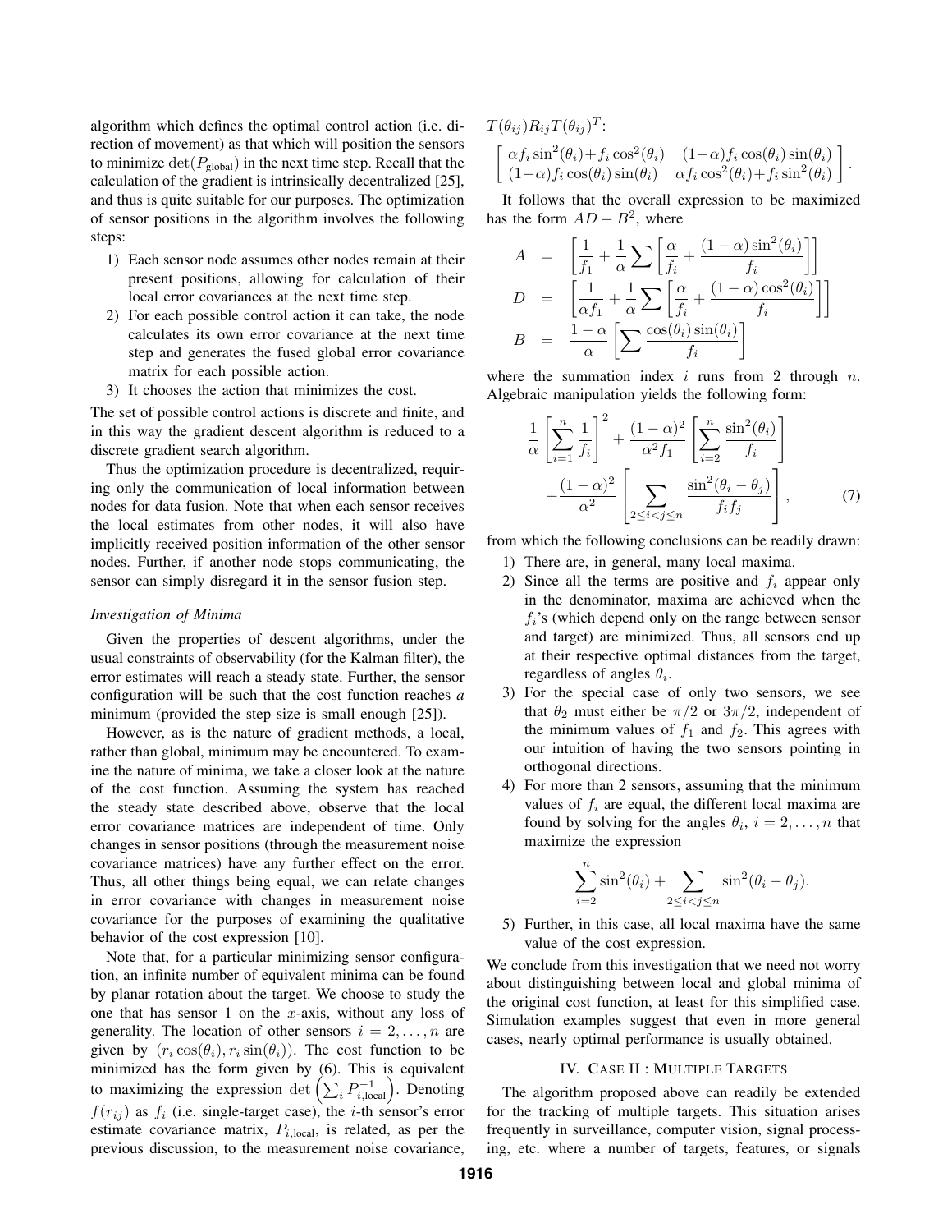algorithm which defines the optimal control action (i.e. direction of movement) as that which will position the sensors to minimize $\det(P_{\text{global}})$ in the next time step. Recall that the calculation of the gradient is intrinsically decentralized [25], and thus is quite suitable for our purposes. The optimization of sensor positions in the algorithm involves the following steps:

1) Each sensor node assumes other nodes remain at their present positions, allowing for calculation of their local error covariances at the next time step.
2) For each possible control action it can take, the node calculates its own error covariance at the next time step and generates the fused global error covariance matrix for each possible action.
3) It chooses the action that minimizes the cost.

The set of possible control actions is discrete and finite, and in this way the gradient descent algorithm is reduced to a discrete gradient search algorithm.

Thus the optimization procedure is decentralized, requiring only the communication of local information between nodes for data fusion. Note that when each sensor receives the local estimates from other nodes, it will also have implicitly received position information of the other sensor nodes. Further, if another node stops communicating, the sensor can simply disregard it in the sensor fusion step.

### *Investigation of Minima*

Given the properties of descent algorithms, under the usual constraints of observability (for the Kalman filter), the error estimates will reach a steady state. Further, the sensor configuration will be such that the cost function reaches *a* minimum (provided the step size is small enough [25]).

However, as is the nature of gradient methods, a local, rather than global, minimum may be encountered. To examine the nature of minima, we take a closer look at the nature of the cost function. Assuming the system has reached the steady state described above, observe that the local error covariance matrices are independent of time. Only changes in sensor positions (through the measurement noise covariance matrices) have any further effect on the error. Thus, all other things being equal, we can relate changes in error covariance with changes in measurement noise covariance for the purposes of examining the qualitative behavior of the cost expression [10].

Note that, for a particular minimizing sensor configuration, an infinite number of equivalent minima can be found by planar rotation about the target. We choose to study the one that has sensor 1 on the $x$-axis, without any loss of generality. The location of other sensors $i = 2, \ldots, n$ are given by $(r_i \cos(\theta_i), r_i \sin(\theta_i))$. The cost function to be minimized has the form given by (6). This is equivalent to maximizing the expression $\det\left(\sum_i P_{i,\text{local}}^{-1}\right)$. Denoting $f(r_{ij})$ as $f_i$ (i.e. single-target case), the $i$-th sensor's error estimate covariance matrix, $P_{i,\text{local}}$, is related, as per the previous discussion, to the measurement noise covariance, $T(\theta_{ij}) R_{ij} T(\theta_{ij})^T$:

$$
\begin{bmatrix} \alpha f_i \sin^2(\theta_i) + f_i \cos^2(\theta_i) & (1-\alpha) f_i \cos(\theta_i) \sin(\theta_i) \\ (1-\alpha) f_i \cos(\theta_i) \sin(\theta_i) & \alpha f_i \cos^2(\theta_i) + f_i \sin^2(\theta_i) \end{bmatrix}.
$$

It follows that the overall expression to be maximized has the form $AD - B^2$, where

$$
\begin{aligned}
A &= \left[ \frac{1}{f_1} + \frac{1}{\alpha} \sum \left[ \frac{\alpha}{f_i} + \frac{(1-\alpha)\sin^2(\theta_i)}{f_i} \right] \right] \\
D &= \left[ \frac{1}{\alpha f_1} + \frac{1}{\alpha} \sum \left[ \frac{\alpha}{f_i} + \frac{(1-\alpha)\cos^2(\theta_i)}{f_i} \right] \right] \\
B &= \frac{1-\alpha}{\alpha} \left[ \sum \frac{\cos(\theta_i)\sin(\theta_i)}{f_i} \right]
\end{aligned}
$$

where the summation index $i$ runs from 2 through $n$. Algebraic manipulation yields the following form:

$$
\frac{1}{\alpha} \left[ \sum_{i=1}^{n} \frac{1}{f_i} \right]^2 + \frac{(1-\alpha)^2}{\alpha^2 f_1} \left[ \sum_{i=2}^{n} \frac{\sin^2(\theta_i)}{f_i} \right] + \frac{(1-\alpha)^2}{\alpha^2} \left[ \sum_{2 \le i < j \le n} \frac{\sin^2(\theta_i - \theta_j)}{f_i f_j} \right], \tag{7}
$$

from which the following conclusions can be readily drawn:

1) There are, in general, many local maxima.
2) Since all the terms are positive and $f_i$ appear only in the denominator, maxima are achieved when the $f_i$'s (which depend only on the range between sensor and target) are minimized. Thus, all sensors end up at their respective optimal distances from the target, regardless of angles $\theta_i$.
3) For the special case of only two sensors, we see that $\theta_2$ must either be $\pi/2$ or $3\pi/2$, independent of the minimum values of $f_1$ and $f_2$. This agrees with our intuition of having the two sensors pointing in orthogonal directions.
4) For more than 2 sensors, assuming that the minimum values of $f_i$ are equal, the different local maxima are found by solving for the angles $\theta_i$, $i = 2, \ldots, n$ that maximize the expression
$$
\sum_{i=2}^{n} \sin^2(\theta_i) + \sum_{2 \le i < j \le n} \sin^2(\theta_i - \theta_j).
$$
5) Further, in this case, all local maxima have the same value of the cost expression.

We conclude from this investigation that we need not worry about distinguishing between local and global minima of the original cost function, at least for this simplified case. Simulation examples suggest that even in more general cases, nearly optimal performance is usually obtained.

## IV. Case II : Multiple Targets

The algorithm proposed above can readily be extended for the tracking of multiple targets. This situation arises frequently in surveillance, computer vision, signal processing, etc. where a number of targets, features, or signals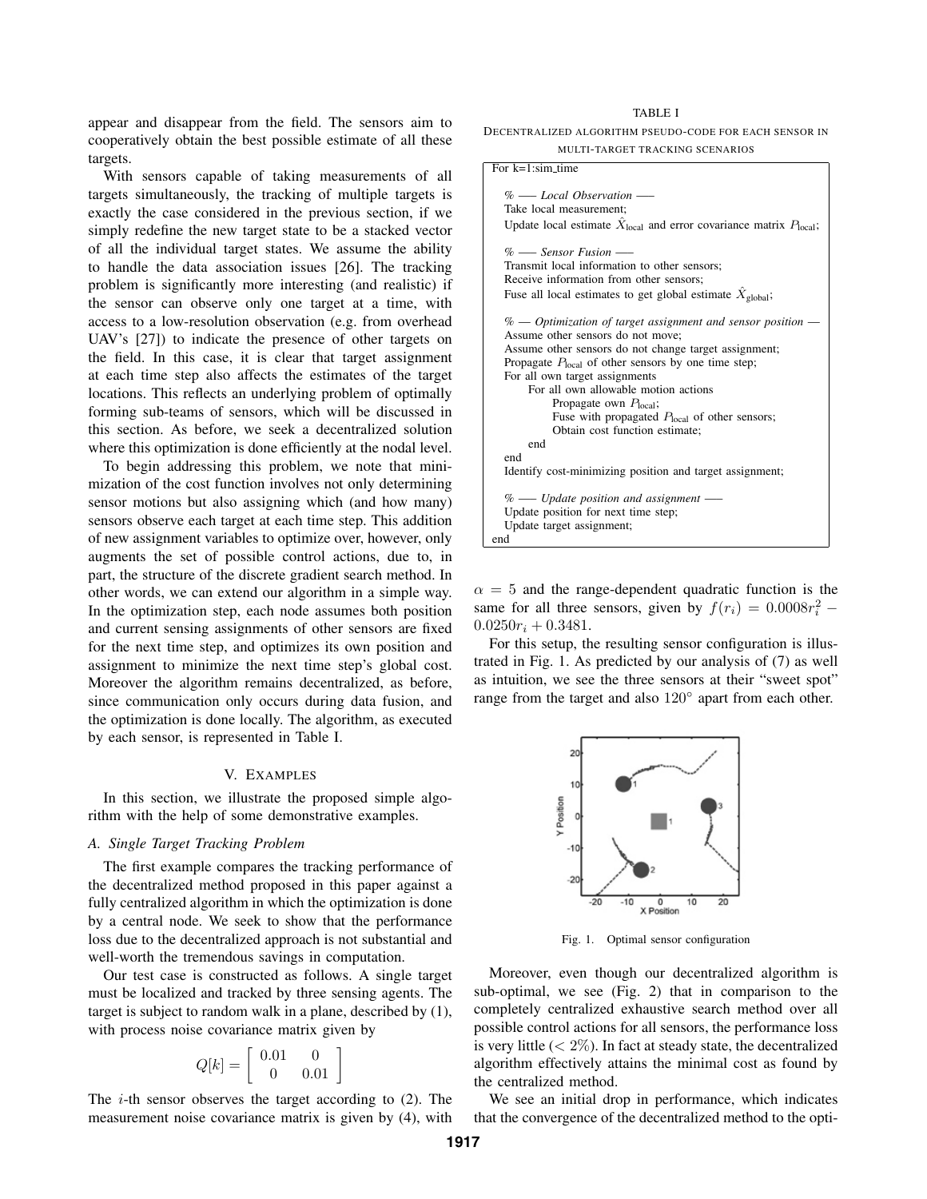appear and disappear from the field. The sensors aim to cooperatively obtain the best possible estimate of all these targets.

With sensors capable of taking measurements of all targets simultaneously, the tracking of multiple targets is exactly the case considered in the previous section, if we simply redefine the new target state to be a stacked vector of all the individual target states. We assume the ability to handle the data association issues [26]. The tracking problem is significantly more interesting (and realistic) if the sensor can observe only one target at a time, with access to a low-resolution observation (e.g. from overhead UAV's [27]) to indicate the presence of other targets on the field. In this case, it is clear that target assignment at each time step also affects the estimates of the target locations. This reflects an underlying problem of optimally forming sub-teams of sensors, which will be discussed in this section. As before, we seek a decentralized solution where this optimization is done efficiently at the nodal level.

To begin addressing this problem, we note that minimization of the cost function involves not only determining sensor motions but also assigning which (and how many) sensors observe each target at each time step. This addition of new assignment variables to optimize over, however, only augments the set of possible control actions, due to, in part, the structure of the discrete gradient search method. In other words, we can extend our algorithm in a simple way. In the optimization step, each node assumes both position and current sensing assignments of other sensors are fixed for the next time step, and optimizes its own position and assignment to minimize the next time step's global cost. Moreover the algorithm remains decentralized, as before, since communication only occurs during data fusion, and the optimization is done locally. The algorithm, as executed by each sensor, is represented in Table I.

TABLE I

DECENTRALIZED ALGORITHM PSEUDO-CODE FOR EACH SENSOR IN MULTI-TARGET TRACKING SCENARIOS

```
For k=1:sim_time

  % —– Local Observation —–
  Take local measurement;
  Update local estimate X̂_local and error covariance matrix P_local;

  % —– Sensor Fusion —–
  Transmit local information to other sensors;
  Receive information from other sensors;
  Fuse all local estimates to get global estimate X̂_global;

  % — Optimization of target assignment and sensor position —
  Assume other sensors do not move;
  Assume other sensors do not change target assignment;
  Propagate P_local of other sensors by one time step;
  For all own target assignments
      For all own allowable motion actions
          Propagate own P_local;
          Fuse with propagated P_local of other sensors;
          Obtain cost function estimate;
      end
  end
  Identify cost-minimizing position and target assignment;

  % —– Update position and assignment —–
  Update position for next time step;
  Update target assignment;
end
```

## V. EXAMPLES

In this section, we illustrate the proposed simple algorithm with the help of some demonstrative examples.

### A. Single Target Tracking Problem

The first example compares the tracking performance of the decentralized method proposed in this paper against a fully centralized algorithm in which the optimization is done by a central node. We seek to show that the performance loss due to the decentralized approach is not substantial and well-worth the tremendous savings in computation.

Our test case is constructed as follows. A single target must be localized and tracked by three sensing agents. The target is subject to random walk in a plane, described by (1), with process noise covariance matrix given by

$$Q[k] = \begin{bmatrix} 0.01 & 0 \\ 0 & 0.01 \end{bmatrix}$$

The $i$-th sensor observes the target according to (2). The measurement noise covariance matrix is given by (4), with $\alpha = 5$ and the range-dependent quadratic function is the same for all three sensors, given by $f(r_i) = 0.0008r_i^2 - 0.0250r_i + 0.3481$.

For this setup, the resulting sensor configuration is illustrated in Fig. 1. As predicted by our analysis of (7) as well as intuition, we see the three sensors at their "sweet spot" range from the target and also $120^\circ$ apart from each other.

Y Position
X Position
20
10
0
-10
-20
-20 -10 0 10 20
1
2
3
1

Fig. 1. Optimal sensor configuration

Moreover, even though our decentralized algorithm is sub-optimal, we see (Fig. 2) that in comparison to the completely centralized exhaustive search method over all possible control actions for all sensors, the performance loss is very little ($< 2\%$). In fact at steady state, the decentralized algorithm effectively attains the minimal cost as found by the centralized method.

We see an initial drop in performance, which indicates that the convergence of the decentralized method to the opti-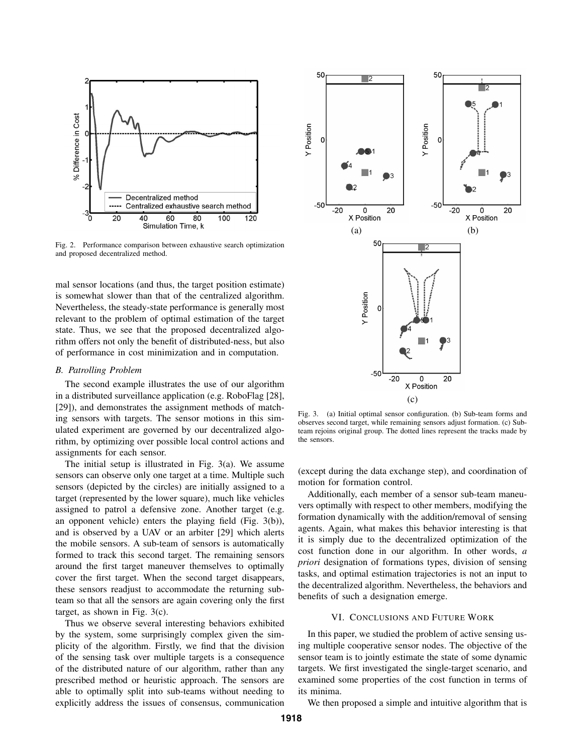Fig. 2. Performance comparison between exhaustive search optimization and proposed decentralized method.

mal sensor locations (and thus, the target position estimate) is somewhat slower than that of the centralized algorithm. Nevertheless, the steady-state performance is generally most relevant to the problem of optimal estimation of the target state. Thus, we see that the proposed decentralized algorithm offers not only the benefit of distributed-ness, but also of performance in cost minimization and in computation.

### *B. Patrolling Problem*

The second example illustrates the use of our algorithm in a distributed surveillance application (e.g. RoboFlag [28], [29]), and demonstrates the assignment methods of matching sensors with targets. The sensor motions in this simulated experiment are governed by our decentralized algorithm, by optimizing over possible local control actions and assignments for each sensor.

The initial setup is illustrated in Fig. 3(a). We assume sensors can observe only one target at a time. Multiple such sensors (depicted by the circles) are initially assigned to a target (represented by the lower square), much like vehicles assigned to patrol a defensive zone. Another target (e.g. an opponent vehicle) enters the playing field (Fig. 3(b)), and is observed by a UAV or an arbiter [29] which alerts the mobile sensors. A sub-team of sensors is automatically formed to track this second target. The remaining sensors around the first target maneuver themselves to optimally cover the first target. When the second target disappears, these sensors readjust to accommodate the returning sub-team so that all the sensors are again covering only the first target, as shown in Fig. 3(c).

Thus we observe several interesting behaviors exhibited by the system, some surprisingly complex given the simplicity of the algorithm. Firstly, we find that the division of the sensing task over multiple targets is a consequence of the distributed nature of our algorithm, rather than any prescribed method or heuristic approach. The sensors are able to optimally split into sub-teams without needing to explicitly address the issues of consensus, communication (except during the data exchange step), and coordination of motion for formation control.

Fig. 3. (a) Initial optimal sensor configuration. (b) Sub-team forms and observes second target, while remaining sensors adjust formation. (c) Sub-team rejoins original group. The dotted lines represent the tracks made by the sensors.

Additionally, each member of a sensor sub-team maneuvers optimally with respect to other members, modifying the formation dynamically with the addition/removal of sensing agents. Again, what makes this behavior interesting is that it is simply due to the decentralized optimization of the cost function done in our algorithm. In other words, *a priori* designation of formations types, division of sensing tasks, and optimal estimation trajectories is not an input to the decentralized algorithm. Nevertheless, the behaviors and benefits of such a designation emerge.

## VI. Conclusions and Future Work

In this paper, we studied the problem of active sensing using multiple cooperative sensor nodes. The objective of the sensor team is to jointly estimate the state of some dynamic targets. We first investigated the single-target scenario, and examined some properties of the cost function in terms of its minima.

We then proposed a simple and intuitive algorithm that is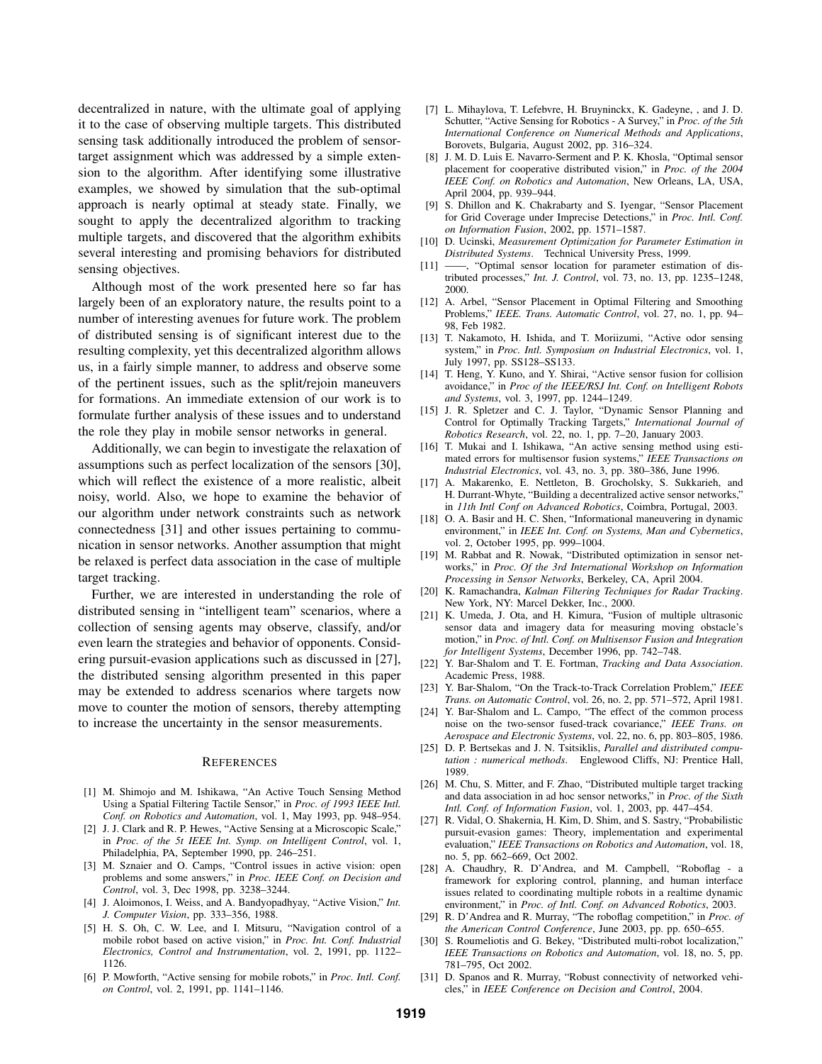decentralized in nature, with the ultimate goal of applying it to the case of observing multiple targets. This distributed sensing task additionally introduced the problem of sensor-target assignment which was addressed by a simple extension to the algorithm. After identifying some illustrative examples, we showed by simulation that the sub-optimal approach is nearly optimal at steady state. Finally, we sought to apply the decentralized algorithm to tracking multiple targets, and discovered that the algorithm exhibits several interesting and promising behaviors for distributed sensing objectives.

Although most of the work presented here so far has largely been of an exploratory nature, the results point to a number of interesting avenues for future work. The problem of distributed sensing is of significant interest due to the resulting complexity, yet this decentralized algorithm allows us, in a fairly simple manner, to address and observe some of the pertinent issues, such as the split/rejoin maneuvers for formations. An immediate extension of our work is to formulate further analysis of these issues and to understand the role they play in mobile sensor networks in general.

Additionally, we can begin to investigate the relaxation of assumptions such as perfect localization of the sensors [30], which will reflect the existence of a more realistic, albeit noisy, world. Also, we hope to examine the behavior of our algorithm under network constraints such as network connectedness [31] and other issues pertaining to communication in sensor networks. Another assumption that might be relaxed is perfect data association in the case of multiple target tracking.

Further, we are interested in understanding the role of distributed sensing in "intelligent team" scenarios, where a collection of sensing agents may observe, classify, and/or even learn the strategies and behavior of opponents. Considering pursuit-evasion applications such as discussed in [27], the distributed sensing algorithm presented in this paper may be extended to address scenarios where targets now move to counter the motion of sensors, thereby attempting to increase the uncertainty in the sensor measurements.

## REFERENCES

[1] M. Shimojo and M. Ishikawa, "An Active Touch Sensing Method Using a Spatial Filtering Tactile Sensor," in *Proc. of 1993 IEEE Intl. Conf. on Robotics and Automation*, vol. 1, May 1993, pp. 948–954.

[2] J. J. Clark and R. P. Hewes, "Active Sensing at a Microscopic Scale," in *Proc. of the 5t IEEE Int. Symp. on Intelligent Control*, vol. 1, Philadelphia, PA, September 1990, pp. 246–251.

[3] M. Sznaier and O. Camps, "Control issues in active vision: open problems and some answers," in *Proc. IEEE Conf. on Decision and Control*, vol. 3, Dec 1998, pp. 3238–3244.

[4] J. Aloimonos, I. Weiss, and A. Bandyopadhyay, "Active Vision," *Int. J. Computer Vision*, pp. 333–356, 1988.

[5] H. S. Oh, C. W. Lee, and I. Mitsuru, "Navigation control of a mobile robot based on active vision," in *Proc. Int. Conf. Industrial Electronics, Control and Instrumentation*, vol. 2, 1991, pp. 1122–1126.

[6] P. Mowforth, "Active sensing for mobile robots," in *Proc. Intl. Conf. on Control*, vol. 2, 1991, pp. 1141–1146.

[7] L. Mihaylova, T. Lefebvre, H. Bruyninckx, K. Gadeyne, , and J. D. Schutter, "Active Sensing for Robotics - A Survey," in *Proc. of the 5th International Conference on Numerical Methods and Applications*, Borovets, Bulgaria, August 2002, pp. 316–324.

[8] J. M. D. Luis E. Navarro-Serment and P. K. Khosla, "Optimal sensor placement for cooperative distributed vision," in *Proc. of the 2004 IEEE Conf. on Robotics and Automation*, New Orleans, LA, USA, April 2004, pp. 939–944.

[9] S. Dhillon and K. Chakrabarty and S. Iyengar, "Sensor Placement for Grid Coverage under Imprecise Detections," in *Proc. Intl. Conf. on Information Fusion*, 2002, pp. 1571–1587.

[10] D. Ucinski, *Measurement Optimization for Parameter Estimation in Distributed Systems*. Technical University Press, 1999.

[11] ——, "Optimal sensor location for parameter estimation of distributed processes," *Int. J. Control*, vol. 73, no. 13, pp. 1235–1248, 2000.

[12] A. Arbel, "Sensor Placement in Optimal Filtering and Smoothing Problems," *IEEE. Trans. Automatic Control*, vol. 27, no. 1, pp. 94–98, Feb 1982.

[13] T. Nakamoto, H. Ishida, and T. Moriizumi, "Active odor sensing system," in *Proc. Intl. Symposium on Industrial Electronics*, vol. 1, July 1997, pp. SS128–SS133.

[14] T. Heng, Y. Kuno, and Y. Shirai, "Active sensor fusion for collision avoidance," in *Proc of the IEEE/RSJ Int. Conf. on Intelligent Robots and Systems*, vol. 3, 1997, pp. 1244–1249.

[15] J. R. Spletzer and C. J. Taylor, "Dynamic Sensor Planning and Control for Optimally Tracking Targets," *International Journal of Robotics Research*, vol. 22, no. 1, pp. 7–20, January 2003.

[16] T. Mukai and I. Ishikawa, "An active sensing method using estimated errors for multisensor fusion systems," *IEEE Transactions on Industrial Electronics*, vol. 43, no. 3, pp. 380–386, June 1996.

[17] A. Makarenko, E. Nettleton, B. Grocholsky, S. Sukkarieh, and H. Durrant-Whyte, "Building a decentralized active sensor networks," in *11th Intl Conf on Advanced Robotics*, Coimbra, Portugal, 2003.

[18] O. A. Basir and H. C. Shen, "Informational maneuvering in dynamic environment," in *IEEE Int. Conf. on Systems, Man and Cybernetics*, vol. 2, October 1995, pp. 999–1004.

[19] M. Rabbat and R. Nowak, "Distributed optimization in sensor networks," in *Proc. Of the 3rd International Workshop on Information Processing in Sensor Networks*, Berkeley, CA, April 2004.

[20] K. Ramachandra, *Kalman Filtering Techniques for Radar Tracking*. New York, NY: Marcel Dekker, Inc., 2000.

[21] K. Umeda, J. Ota, and H. Kimura, "Fusion of multiple ultrasonic sensor data and imagery data for measuring moving obstacle's motion," in *Proc. of Intl. Conf. on Multisensor Fusion and Integration for Intelligent Systems*, December 1996, pp. 742–748.

[22] Y. Bar-Shalom and T. E. Fortman, *Tracking and Data Association*. Academic Press, 1988.

[23] Y. Bar-Shalom, "On the Track-to-Track Correlation Problem," *IEEE Trans. on Automatic Control*, vol. 26, no. 2, pp. 571–572, April 1981.

[24] Y. Bar-Shalom and L. Campo, "The effect of the common process noise on the two-sensor fused-track covariance," *IEEE Trans. on Aerospace and Electronic Systems*, vol. 22, no. 6, pp. 803–805, 1986.

[25] D. P. Bertsekas and J. N. Tsitsiklis, *Parallel and distributed computation : numerical methods*. Englewood Cliffs, NJ: Prentice Hall, 1989.

[26] M. Chu, S. Mitter, and F. Zhao, "Distributed multiple target tracking and data association in ad hoc sensor networks," in *Proc. of the Sixth Intl. Conf. of Information Fusion*, vol. 1, 2003, pp. 447–454.

[27] R. Vidal, O. Shakernia, H. Kim, D. Shim, and S. Sastry, "Probabilistic pursuit-evasion games: Theory, implementation and experimental evaluation," *IEEE Transactions on Robotics and Automation*, vol. 18, no. 5, pp. 662–669, Oct 2002.

[28] A. Chaudhry, R. D'Andrea, and M. Campbell, "Roboflag - a framework for exploring control, planning, and human interface issues related to coordinating multiple robots in a realtime dynamic environment," in *Proc. of Intl. Conf. on Advanced Robotics*, 2003.

[29] R. D'Andrea and R. Murray, "The roboflag competition," in *Proc. of the American Control Conference*, June 2003, pp. pp. 650–655.

[30] S. Roumeliotis and G. Bekey, "Distributed multi-robot localization," *IEEE Transactions on Robotics and Automation*, vol. 18, no. 5, pp. 781–795, Oct 2002.

[31] D. Spanos and R. Murray, "Robust connectivity of networked vehicles," in *IEEE Conference on Decision and Control*, 2004.